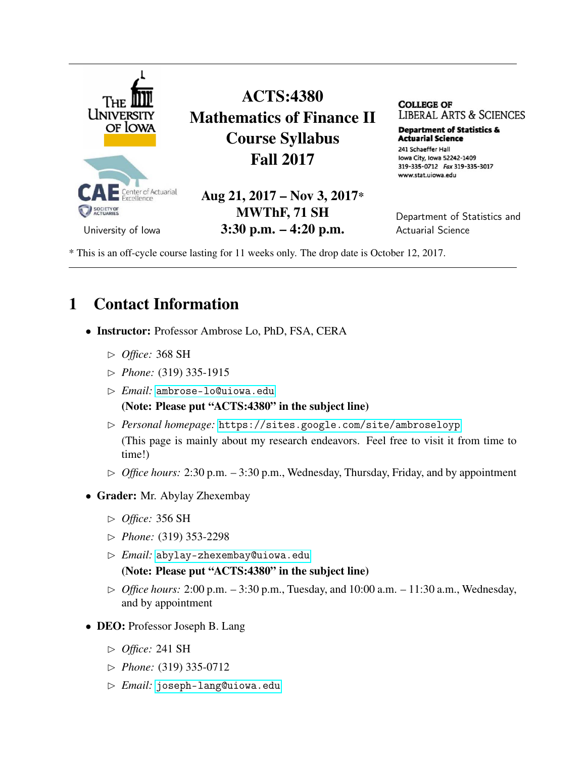The University of Iowa

CAE Center of Actuarial Excellence

SOCIETY OF ACTUARIES

University of Iowa

# ACTS:4380 Mathematics of Finance II Course Syllabus Fall 2017

**Aug 21, 2017 – Nov 3, 2017***
**MWThF, 71 SH**
**3:30 p.m. – 4:20 p.m.**

College of Liberal Arts & Sciences
Department of Statistics & Actuarial Science
241 Schaeffer Hall
Iowa City, Iowa 52242-1409
319-335-0712 Fax 319-335-3017
www.stat.uiowa.edu

Department of Statistics and Actuarial Science

* This is an off-cycle course lasting for 11 weeks only. The drop date is October 12, 2017.

## 1 Contact Information

- **Instructor:** Professor Ambrose Lo, PhD, FSA, CERA
  - *Office:* 368 SH
  - *Phone:* (319) 335-1915
  - *Email:* ambrose-lo@uiowa.edu
    **(Note: Please put "ACTS:4380" in the subject line)**
  - *Personal homepage:* https://sites.google.com/site/ambroseloyp
    (This page is mainly about my research endeavors. Feel free to visit it from time to time!)
  - *Office hours:* 2:30 p.m. – 3:30 p.m., Wednesday, Thursday, Friday, and by appointment
- **Grader:** Mr. Abylay Zhexembay
  - *Office:* 356 SH
  - *Phone:* (319) 353-2298
  - *Email:* abylay-zhexembay@uiowa.edu
    **(Note: Please put "ACTS:4380" in the subject line)**
  - *Office hours:* 2:00 p.m. – 3:30 p.m., Tuesday, and 10:00 a.m. – 11:30 a.m., Wednesday, and by appointment
- **DEO:** Professor Joseph B. Lang
  - *Office:* 241 SH
  - *Phone:* (319) 335-0712
  - *Email:* joseph-lang@uiowa.edu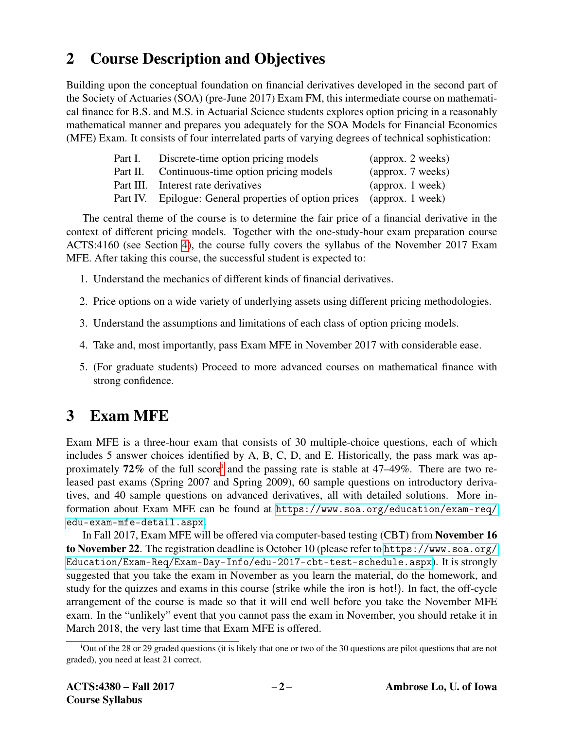## 2 Course Description and Objectives

Building upon the conceptual foundation on financial derivatives developed in the second part of the Society of Actuaries (SOA) (pre-June 2017) Exam FM, this intermediate course on mathematical finance for B.S. and M.S. in Actuarial Science students explores option pricing in a reasonably mathematical manner and prepares you adequately for the SOA Models for Financial Economics (MFE) Exam. It consists of four interrelated parts of varying degrees of technical sophistication:

| | | |
|---|---|---|
| Part I. | Discrete-time option pricing models | (approx. 2 weeks) |
| Part II. | Continuous-time option pricing models | (approx. 7 weeks) |
| Part III. | Interest rate derivatives | (approx. 1 week) |
| Part IV. | Epilogue: General properties of option prices | (approx. 1 week) |

The central theme of the course is to determine the fair price of a financial derivative in the context of different pricing models. Together with the one-study-hour exam preparation course ACTS:4160 (see Section 4), the course fully covers the syllabus of the November 2017 Exam MFE. After taking this course, the successful student is expected to:

1. Understand the mechanics of different kinds of financial derivatives.
2. Price options on a wide variety of underlying assets using different pricing methodologies.
3. Understand the assumptions and limitations of each class of option pricing models.
4. Take and, most importantly, pass Exam MFE in November 2017 with considerable ease.
5. (For graduate students) Proceed to more advanced courses on mathematical finance with strong confidence.

## 3 Exam MFE

Exam MFE is a three-hour exam that consists of 30 multiple-choice questions, each of which includes 5 answer choices identified by A, B, C, D, and E. Historically, the pass mark was approximately **72%** of the full score[i] and the passing rate is stable at 47–49%. There are two released past exams (Spring 2007 and Spring 2009), 60 sample questions on introductory derivatives, and 40 sample questions on advanced derivatives, all with detailed solutions. More information about Exam MFE can be found at https://www.soa.org/education/exam-req/edu-exam-mfe-detail.aspx.

In Fall 2017, Exam MFE will be offered via computer-based testing (CBT) from **November 16 to November 22**. The registration deadline is October 10 (please refer to https://www.soa.org/Education/Exam-Req/Exam-Day-Info/edu-2017-cbt-test-schedule.aspx). It is strongly suggested that you take the exam in November as you learn the material, do the homework, and study for the quizzes and exams in this course (strike while the iron is hot!). In fact, the off-cycle arrangement of the course is made so that it will end well before you take the November MFE exam. In the "unlikely" event that you cannot pass the exam in November, you should retake it in March 2018, the very last time that Exam MFE is offered.

---

[i] Out of the 28 or 29 graded questions (it is likely that one or two of the 30 questions are pilot questions that are not graded), you need at least 21 correct.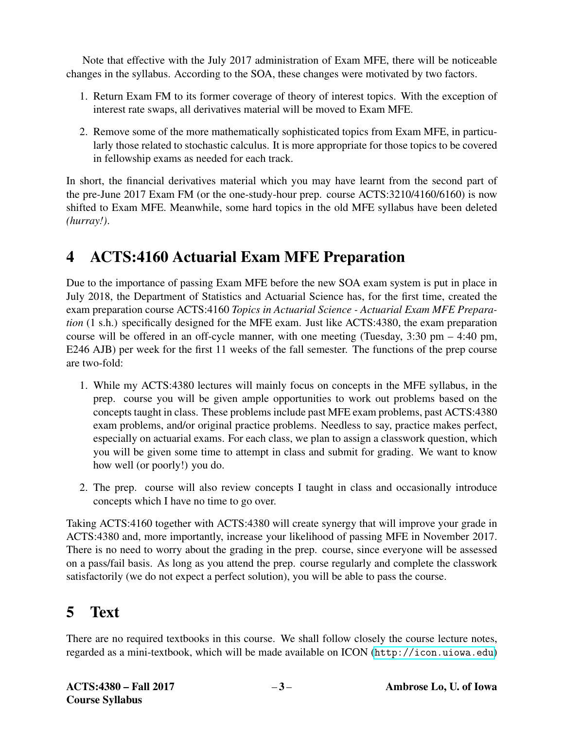Note that effective with the July 2017 administration of Exam MFE, there will be noticeable changes in the syllabus. According to the SOA, these changes were motivated by two factors.

1. Return Exam FM to its former coverage of theory of interest topics. With the exception of interest rate swaps, all derivatives material will be moved to Exam MFE.

2. Remove some of the more mathematically sophisticated topics from Exam MFE, in particularly those related to stochastic calculus. It is more appropriate for those topics to be covered in fellowship exams as needed for each track.

In short, the financial derivatives material which you may have learnt from the second part of the pre-June 2017 Exam FM (or the one-study-hour prep. course ACTS:3210/4160/6160) is now shifted to Exam MFE. Meanwhile, some hard topics in the old MFE syllabus have been deleted *(hurray!)*.

# 4 ACTS:4160 Actuarial Exam MFE Preparation

Due to the importance of passing Exam MFE before the new SOA exam system is put in place in July 2018, the Department of Statistics and Actuarial Science has, for the first time, created the exam preparation course ACTS:4160 *Topics in Actuarial Science - Actuarial Exam MFE Preparation* (1 s.h.) specifically designed for the MFE exam. Just like ACTS:4380, the exam preparation course will be offered in an off-cycle manner, with one meeting (Tuesday, 3:30 pm – 4:40 pm, E246 AJB) per week for the first 11 weeks of the fall semester. The functions of the prep course are two-fold:

1. While my ACTS:4380 lectures will mainly focus on concepts in the MFE syllabus, in the prep. course you will be given ample opportunities to work out problems based on the concepts taught in class. These problems include past MFE exam problems, past ACTS:4380 exam problems, and/or original practice problems. Needless to say, practice makes perfect, especially on actuarial exams. For each class, we plan to assign a classwork question, which you will be given some time to attempt in class and submit for grading. We want to know how well (or poorly!) you do.

2. The prep. course will also review concepts I taught in class and occasionally introduce concepts which I have no time to go over.

Taking ACTS:4160 together with ACTS:4380 will create synergy that will improve your grade in ACTS:4380 and, more importantly, increase your likelihood of passing MFE in November 2017. There is no need to worry about the grading in the prep. course, since everyone will be assessed on a pass/fail basis. As long as you attend the prep. course regularly and complete the classwork satisfactorily (we do not expect a perfect solution), you will be able to pass the course.

# 5 Text

There are no required textbooks in this course. We shall follow closely the course lecture notes, regarded as a mini-textbook, which will be made available on ICON (http://icon.uiowa.edu)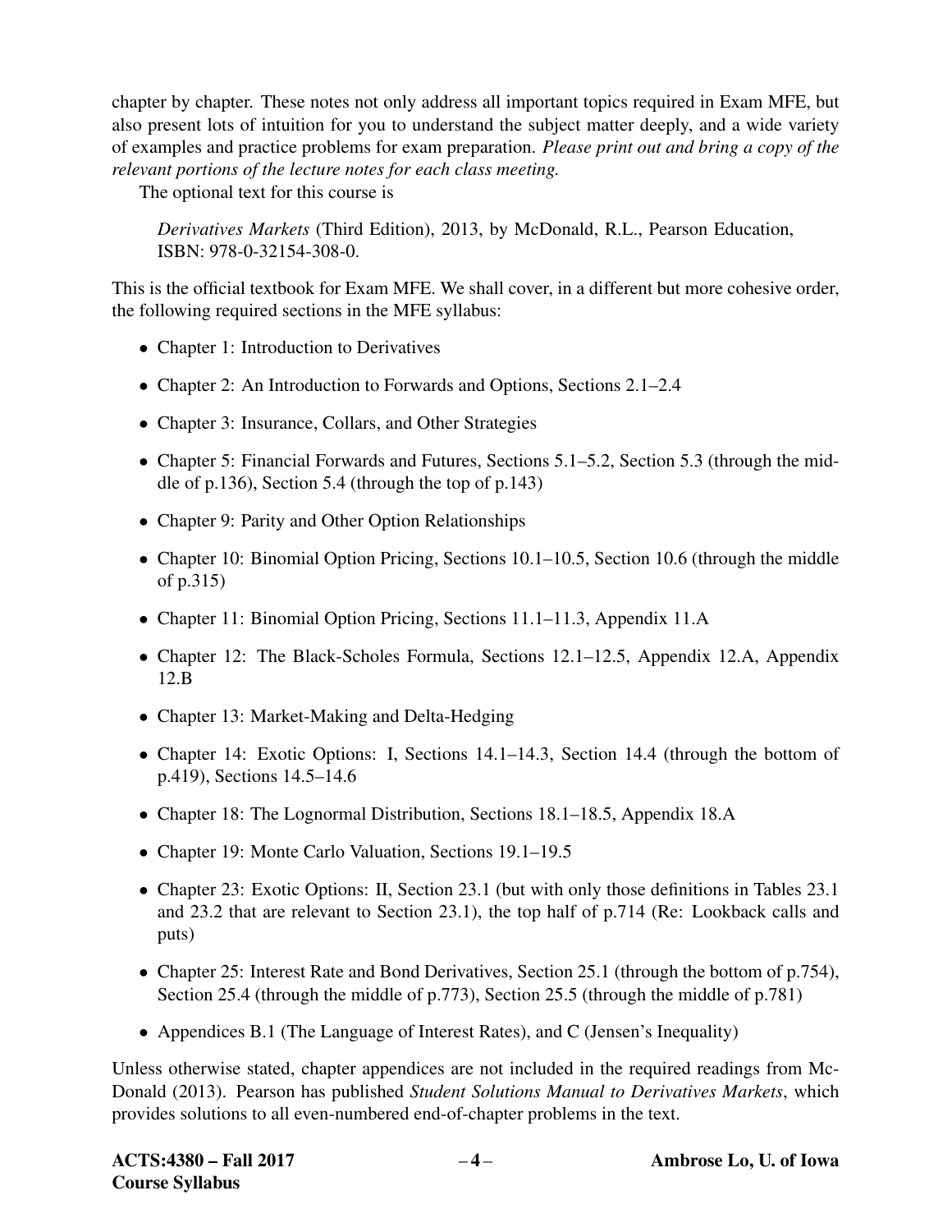chapter by chapter. These notes not only address all important topics required in Exam MFE, but also present lots of intuition for you to understand the subject matter deeply, and a wide variety of examples and practice problems for exam preparation. *Please print out and bring a copy of the relevant portions of the lecture notes for each class meeting.*

The optional text for this course is

> *Derivatives Markets* (Third Edition), 2013, by McDonald, R.L., Pearson Education, ISBN: 978-0-32154-308-0.

This is the official textbook for Exam MFE. We shall cover, in a different but more cohesive order, the following required sections in the MFE syllabus:

- Chapter 1: Introduction to Derivatives
- Chapter 2: An Introduction to Forwards and Options, Sections 2.1–2.4
- Chapter 3: Insurance, Collars, and Other Strategies
- Chapter 5: Financial Forwards and Futures, Sections 5.1–5.2, Section 5.3 (through the middle of p.136), Section 5.4 (through the top of p.143)
- Chapter 9: Parity and Other Option Relationships
- Chapter 10: Binomial Option Pricing, Sections 10.1–10.5, Section 10.6 (through the middle of p.315)
- Chapter 11: Binomial Option Pricing, Sections 11.1–11.3, Appendix 11.A
- Chapter 12: The Black-Scholes Formula, Sections 12.1–12.5, Appendix 12.A, Appendix 12.B
- Chapter 13: Market-Making and Delta-Hedging
- Chapter 14: Exotic Options: I, Sections 14.1–14.3, Section 14.4 (through the bottom of p.419), Sections 14.5–14.6
- Chapter 18: The Lognormal Distribution, Sections 18.1–18.5, Appendix 18.A
- Chapter 19: Monte Carlo Valuation, Sections 19.1–19.5
- Chapter 23: Exotic Options: II, Section 23.1 (but with only those definitions in Tables 23.1 and 23.2 that are relevant to Section 23.1), the top half of p.714 (Re: Lookback calls and puts)
- Chapter 25: Interest Rate and Bond Derivatives, Section 25.1 (through the bottom of p.754), Section 25.4 (through the middle of p.773), Section 25.5 (through the middle of p.781)
- Appendices B.1 (The Language of Interest Rates), and C (Jensen's Inequality)

Unless otherwise stated, chapter appendices are not included in the required readings from McDonald (2013). Pearson has published *Student Solutions Manual to Derivatives Markets*, which provides solutions to all even-numbered end-of-chapter problems in the text.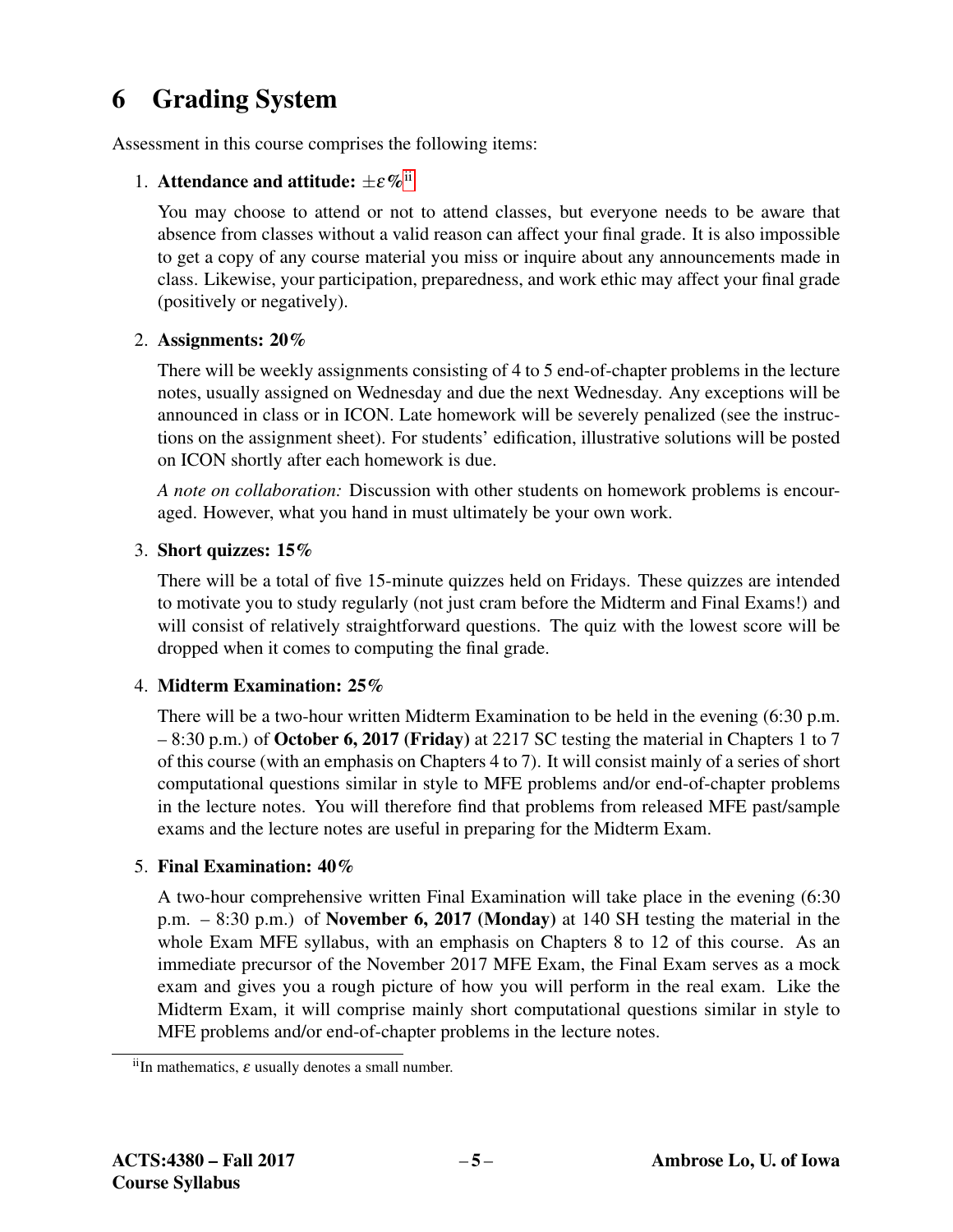# 6 Grading System

Assessment in this course comprises the following items:

1. **Attendance and attitude: $\pm\varepsilon\%$**[ii]

   You may choose to attend or not to attend classes, but everyone needs to be aware that absence from classes without a valid reason can affect your final grade. It is also impossible to get a copy of any course material you miss or inquire about any announcements made in class. Likewise, your participation, preparedness, and work ethic may affect your final grade (positively or negatively).

2. **Assignments: 20%**

   There will be weekly assignments consisting of 4 to 5 end-of-chapter problems in the lecture notes, usually assigned on Wednesday and due the next Wednesday. Any exceptions will be announced in class or in ICON. Late homework will be severely penalized (see the instructions on the assignment sheet). For students' edification, illustrative solutions will be posted on ICON shortly after each homework is due.

   *A note on collaboration:* Discussion with other students on homework problems is encouraged. However, what you hand in must ultimately be your own work.

3. **Short quizzes: 15%**

   There will be a total of five 15-minute quizzes held on Fridays. These quizzes are intended to motivate you to study regularly (not just cram before the Midterm and Final Exams!) and will consist of relatively straightforward questions. The quiz with the lowest score will be dropped when it comes to computing the final grade.

4. **Midterm Examination: 25%**

   There will be a two-hour written Midterm Examination to be held in the evening (6:30 p.m. – 8:30 p.m.) of **October 6, 2017 (Friday)** at 2217 SC testing the material in Chapters 1 to 7 of this course (with an emphasis on Chapters 4 to 7). It will consist mainly of a series of short computational questions similar in style to MFE problems and/or end-of-chapter problems in the lecture notes. You will therefore find that problems from released MFE past/sample exams and the lecture notes are useful in preparing for the Midterm Exam.

5. **Final Examination: 40%**

   A two-hour comprehensive written Final Examination will take place in the evening (6:30 p.m. – 8:30 p.m.) of **November 6, 2017 (Monday)** at 140 SH testing the material in the whole Exam MFE syllabus, with an emphasis on Chapters 8 to 12 of this course. As an immediate precursor of the November 2017 MFE Exam, the Final Exam serves as a mock exam and gives you a rough picture of how you will perform in the real exam. Like the Midterm Exam, it will comprise mainly short computational questions similar in style to MFE problems and/or end-of-chapter problems in the lecture notes.

---

[ii] In mathematics, $\varepsilon$ usually denotes a small number.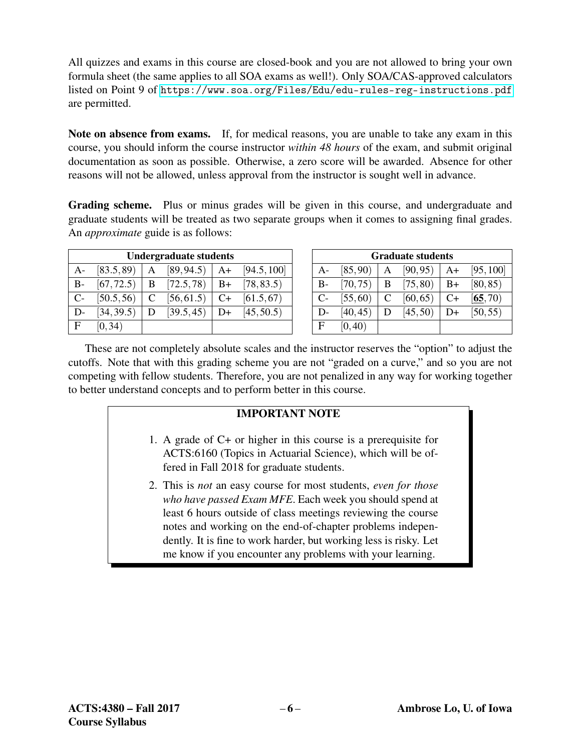All quizzes and exams in this course are closed-book and you are not allowed to bring your own formula sheet (the same applies to all SOA exams as well!). Only SOA/CAS-approved calculators listed on Point 9 of https://www.soa.org/Files/Edu/edu-rules-reg-instructions.pdf are permitted.

**Note on absence from exams.** If, for medical reasons, you are unable to take any exam in this course, you should inform the course instructor *within 48 hours* of the exam, and submit original documentation as soon as possible. Otherwise, a zero score will be awarded. Absence for other reasons will not be allowed, unless approval from the instructor is sought well in advance.

**Grading scheme.** Plus or minus grades will be given in this course, and undergraduate and graduate students will be treated as two separate groups when it comes to assigning final grades. An *approximate* guide is as follows:

| **Undergraduate students** | | | | | |
|---|---|---|---|---|---|
| A- | $[83.5, 89)$ | A | $[89, 94.5)$ | A+ | $[94.5, 100]$ |
| B- | $[67, 72.5)$ | B | $[72.5, 78)$ | B+ | $[78, 83.5)$ |
| C- | $[50.5, 56)$ | C | $[56, 61.5)$ | C+ | $[61.5, 67)$ |
| D- | $[34, 39.5)$ | D | $[39.5, 45)$ | D+ | $[45, 50.5)$ |
| F | $[0, 34)$ | | | | |

| **Graduate students** | | | | | |
|---|---|---|---|---|---|
| A- | $[85, 90)$ | A | $[90, 95)$ | A+ | $[95, 100]$ |
| B- | $[70, 75)$ | B | $[75, 80)$ | B+ | $[80, 85)$ |
| C- | $[55, 60)$ | C | $[60, 65)$ | C+ | $[\underline{\mathbf{65}}, 70)$ |
| D- | $[40, 45)$ | D | $[45, 50)$ | D+ | $[50, 55)$ |
| F | $[0, 40)$ | | | | |

These are not completely absolute scales and the instructor reserves the "option" to adjust the cutoffs. Note that with this grading scheme you are not "graded on a curve," and so you are not competing with fellow students. Therefore, you are not penalized in any way for working together to better understand concepts and to perform better in this course.

**IMPORTANT NOTE**

1. A grade of C+ or higher in this course is a prerequisite for ACTS:6160 (Topics in Actuarial Science), which will be offered in Fall 2018 for graduate students.
2. This is *not* an easy course for most students, *even for those who have passed Exam MFE*. Each week you should spend at least 6 hours outside of class meetings reviewing the course notes and working on the end-of-chapter problems independently. It is fine to work harder, but working less is risky. Let me know if you encounter any problems with your learning.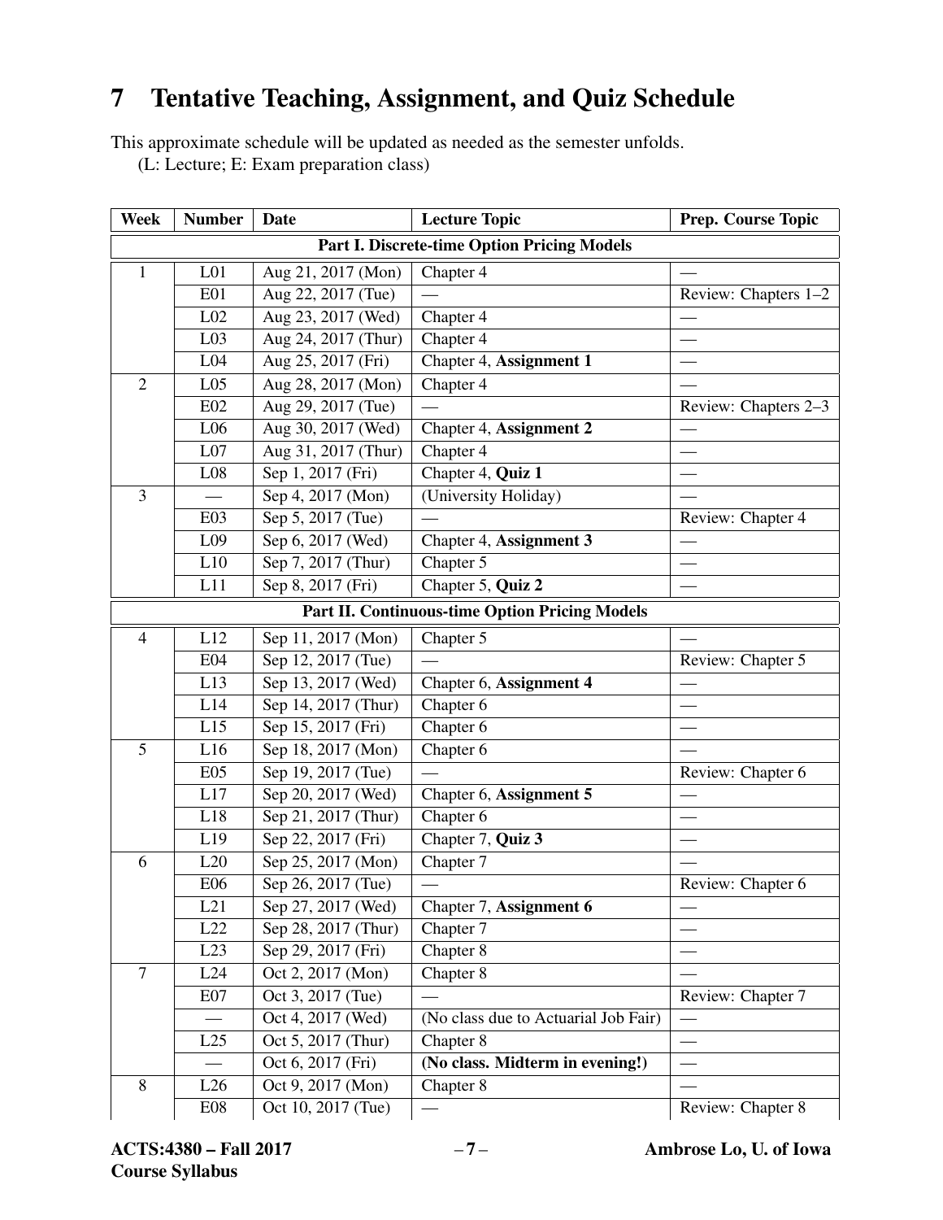# 7 Tentative Teaching, Assignment, and Quiz Schedule

This approximate schedule will be updated as needed as the semester unfolds.
(L: Lecture; E: Exam preparation class)

| Week | Number | Date | Lecture Topic | Prep. Course Topic |
|---|---|---|---|---|
| **Part I. Discrete-time Option Pricing Models** | | | | |
| 1 | L01 | Aug 21, 2017 (Mon) | Chapter 4 | — |
| | E01 | Aug 22, 2017 (Tue) | — | Review: Chapters 1–2 |
| | L02 | Aug 23, 2017 (Wed) | Chapter 4 | — |
| | L03 | Aug 24, 2017 (Thur) | Chapter 4 | — |
| | L04 | Aug 25, 2017 (Fri) | Chapter 4, **Assignment 1** | — |
| 2 | L05 | Aug 28, 2017 (Mon) | Chapter 4 | — |
| | E02 | Aug 29, 2017 (Tue) | — | Review: Chapters 2–3 |
| | L06 | Aug 30, 2017 (Wed) | Chapter 4, **Assignment 2** | — |
| | L07 | Aug 31, 2017 (Thur) | Chapter 4 | — |
| | L08 | Sep 1, 2017 (Fri) | Chapter 4, **Quiz 1** | — |
| 3 | — | Sep 4, 2017 (Mon) | (University Holiday) | — |
| | E03 | Sep 5, 2017 (Tue) | — | Review: Chapter 4 |
| | L09 | Sep 6, 2017 (Wed) | Chapter 4, **Assignment 3** | — |
| | L10 | Sep 7, 2017 (Thur) | Chapter 5 | — |
| | L11 | Sep 8, 2017 (Fri) | Chapter 5, **Quiz 2** | — |
| **Part II. Continuous-time Option Pricing Models** | | | | |
| 4 | L12 | Sep 11, 2017 (Mon) | Chapter 5 | — |
| | E04 | Sep 12, 2017 (Tue) | — | Review: Chapter 5 |
| | L13 | Sep 13, 2017 (Wed) | Chapter 6, **Assignment 4** | — |
| | L14 | Sep 14, 2017 (Thur) | Chapter 6 | — |
| | L15 | Sep 15, 2017 (Fri) | Chapter 6 | — |
| 5 | L16 | Sep 18, 2017 (Mon) | Chapter 6 | — |
| | E05 | Sep 19, 2017 (Tue) | — | Review: Chapter 6 |
| | L17 | Sep 20, 2017 (Wed) | Chapter 6, **Assignment 5** | — |
| | L18 | Sep 21, 2017 (Thur) | Chapter 6 | — |
| | L19 | Sep 22, 2017 (Fri) | Chapter 7, **Quiz 3** | — |
| 6 | L20 | Sep 25, 2017 (Mon) | Chapter 7 | — |
| | E06 | Sep 26, 2017 (Tue) | — | Review: Chapter 6 |
| | L21 | Sep 27, 2017 (Wed) | Chapter 7, **Assignment 6** | — |
| | L22 | Sep 28, 2017 (Thur) | Chapter 7 | — |
| | L23 | Sep 29, 2017 (Fri) | Chapter 8 | — |
| 7 | L24 | Oct 2, 2017 (Mon) | Chapter 8 | — |
| | E07 | Oct 3, 2017 (Tue) | — | Review: Chapter 7 |
| | — | Oct 4, 2017 (Wed) | (No class due to Actuarial Job Fair) | — |
| | L25 | Oct 5, 2017 (Thur) | Chapter 8 | — |
| | — | Oct 6, 2017 (Fri) | **(No class. Midterm in evening!)** | — |
| 8 | L26 | Oct 9, 2017 (Mon) | Chapter 8 | — |
| | E08 | Oct 10, 2017 (Tue) | — | Review: Chapter 8 |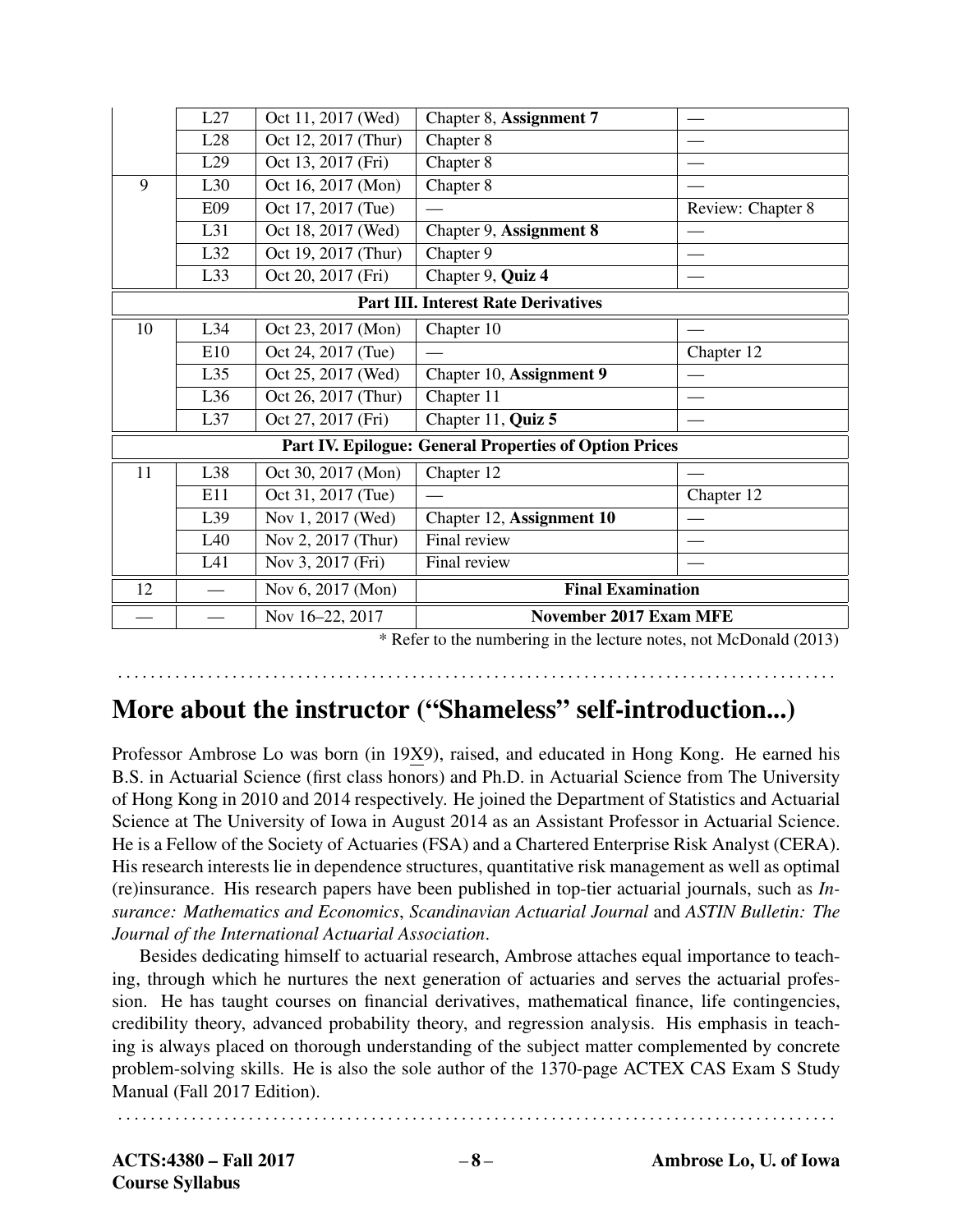| | | | | |
|---|---|---|---|---|
| | L27 | Oct 11, 2017 (Wed) | Chapter 8, **Assignment 7** | — |
| | L28 | Oct 12, 2017 (Thur) | Chapter 8 | — |
| | L29 | Oct 13, 2017 (Fri) | Chapter 8 | — |
| 9 | L30 | Oct 16, 2017 (Mon) | Chapter 8 | — |
| | E09 | Oct 17, 2017 (Tue) | — | Review: Chapter 8 |
| | L31 | Oct 18, 2017 (Wed) | Chapter 9, **Assignment 8** | — |
| | L32 | Oct 19, 2017 (Thur) | Chapter 9 | — |
| | L33 | Oct 20, 2017 (Fri) | Chapter 9, **Quiz 4** | — |
| **Part III. Interest Rate Derivatives** | | | | |
| 10 | L34 | Oct 23, 2017 (Mon) | Chapter 10 | — |
| | E10 | Oct 24, 2017 (Tue) | — | Chapter 12 |
| | L35 | Oct 25, 2017 (Wed) | Chapter 10, **Assignment 9** | — |
| | L36 | Oct 26, 2017 (Thur) | Chapter 11 | — |
| | L37 | Oct 27, 2017 (Fri) | Chapter 11, **Quiz 5** | — |
| **Part IV. Epilogue: General Properties of Option Prices** | | | | |
| 11 | L38 | Oct 30, 2017 (Mon) | Chapter 12 | — |
| | E11 | Oct 31, 2017 (Tue) | — | Chapter 12 |
| | L39 | Nov 1, 2017 (Wed) | Chapter 12, **Assignment 10** | — |
| | L40 | Nov 2, 2017 (Thur) | Final review | — |
| | L41 | Nov 3, 2017 (Fri) | Final review | — |
| 12 | — | Nov 6, 2017 (Mon) | **Final Examination** | |
| — | — | Nov 16–22, 2017 | **November 2017 Exam MFE** | |

\* Refer to the numbering in the lecture notes, not McDonald (2013)

## More about the instructor ("Shameless" self-introduction...)

Professor Ambrose Lo was born (in 19X9), raised, and educated in Hong Kong. He earned his B.S. in Actuarial Science (first class honors) and Ph.D. in Actuarial Science from The University of Hong Kong in 2010 and 2014 respectively. He joined the Department of Statistics and Actuarial Science at The University of Iowa in August 2014 as an Assistant Professor in Actuarial Science. He is a Fellow of the Society of Actuaries (FSA) and a Chartered Enterprise Risk Analyst (CERA). His research interests lie in dependence structures, quantitative risk management as well as optimal (re)insurance. His research papers have been published in top-tier actuarial journals, such as *Insurance: Mathematics and Economics*, *Scandinavian Actuarial Journal* and *ASTIN Bulletin: The Journal of the International Actuarial Association*.

Besides dedicating himself to actuarial research, Ambrose attaches equal importance to teaching, through which he nurtures the next generation of actuaries and serves the actuarial profession. He has taught courses on financial derivatives, mathematical finance, life contingencies, credibility theory, advanced probability theory, and regression analysis. His emphasis in teaching is always placed on thorough understanding of the subject matter complemented by concrete problem-solving skills. He is also the sole author of the 1370-page ACTEX CAS Exam S Study Manual (Fall 2017 Edition).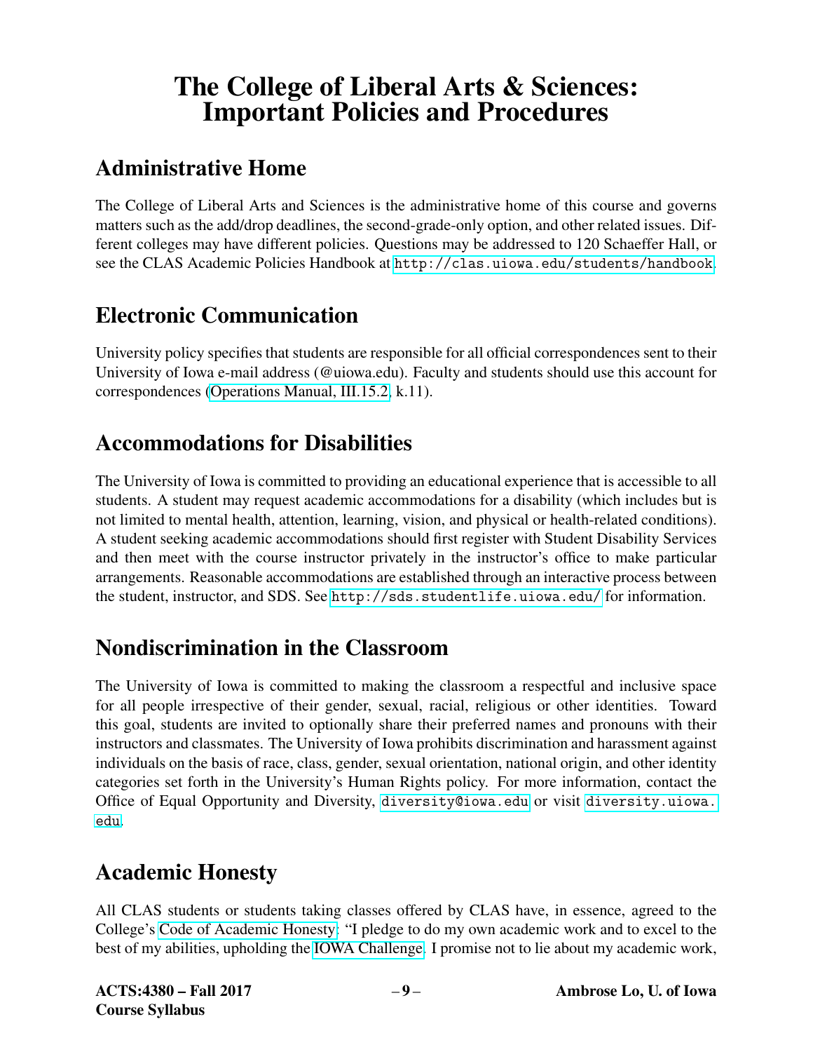# The College of Liberal Arts & Sciences: Important Policies and Procedures

## Administrative Home

The College of Liberal Arts and Sciences is the administrative home of this course and governs matters such as the add/drop deadlines, the second-grade-only option, and other related issues. Different colleges may have different policies. Questions may be addressed to 120 Schaeffer Hall, or see the CLAS Academic Policies Handbook at http://clas.uiowa.edu/students/handbook.

## Electronic Communication

University policy specifies that students are responsible for all official correspondences sent to their University of Iowa e-mail address (@uiowa.edu). Faculty and students should use this account for correspondences (Operations Manual, III.15.2, k.11).

## Accommodations for Disabilities

The University of Iowa is committed to providing an educational experience that is accessible to all students. A student may request academic accommodations for a disability (which includes but is not limited to mental health, attention, learning, vision, and physical or health-related conditions). A student seeking academic accommodations should first register with Student Disability Services and then meet with the course instructor privately in the instructor's office to make particular arrangements. Reasonable accommodations are established through an interactive process between the student, instructor, and SDS. See http://sds.studentlife.uiowa.edu/ for information.

## Nondiscrimination in the Classroom

The University of Iowa is committed to making the classroom a respectful and inclusive space for all people irrespective of their gender, sexual, racial, religious or other identities. Toward this goal, students are invited to optionally share their preferred names and pronouns with their instructors and classmates. The University of Iowa prohibits discrimination and harassment against individuals on the basis of race, class, gender, sexual orientation, national origin, and other identity categories set forth in the University's Human Rights policy. For more information, contact the Office of Equal Opportunity and Diversity, diversity@iowa.edu or visit diversity.uiowa.edu.

## Academic Honesty

All CLAS students or students taking classes offered by CLAS have, in essence, agreed to the College's Code of Academic Honesty: "I pledge to do my own academic work and to excel to the best of my abilities, upholding the IOWA Challenge. I promise not to lie about my academic work,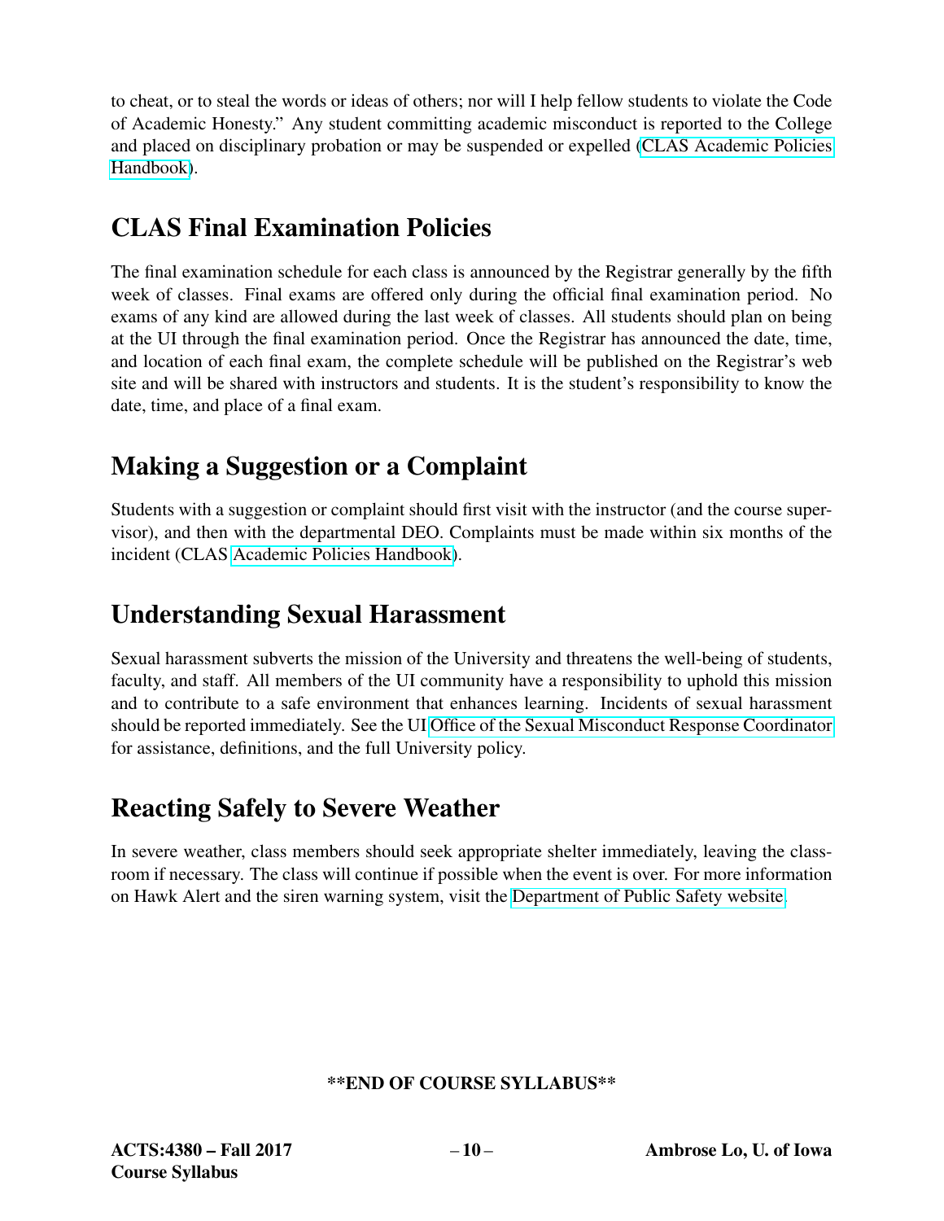to cheat, or to steal the words or ideas of others; nor will I help fellow students to violate the Code of Academic Honesty." Any student committing academic misconduct is reported to the College and placed on disciplinary probation or may be suspended or expelled (CLAS Academic Policies Handbook).

## CLAS Final Examination Policies

The final examination schedule for each class is announced by the Registrar generally by the fifth week of classes. Final exams are offered only during the official final examination period. No exams of any kind are allowed during the last week of classes. All students should plan on being at the UI through the final examination period. Once the Registrar has announced the date, time, and location of each final exam, the complete schedule will be published on the Registrar's web site and will be shared with instructors and students. It is the student's responsibility to know the date, time, and place of a final exam.

## Making a Suggestion or a Complaint

Students with a suggestion or complaint should first visit with the instructor (and the course supervisor), and then with the departmental DEO. Complaints must be made within six months of the incident (CLAS Academic Policies Handbook).

## Understanding Sexual Harassment

Sexual harassment subverts the mission of the University and threatens the well-being of students, faculty, and staff. All members of the UI community have a responsibility to uphold this mission and to contribute to a safe environment that enhances learning. Incidents of sexual harassment should be reported immediately. See the UI Office of the Sexual Misconduct Response Coordinator for assistance, definitions, and the full University policy.

## Reacting Safely to Severe Weather

In severe weather, class members should seek appropriate shelter immediately, leaving the classroom if necessary. The class will continue if possible when the event is over. For more information on Hawk Alert and the siren warning system, visit the Department of Public Safety website.

**\*\*END OF COURSE SYLLABUS\*\***